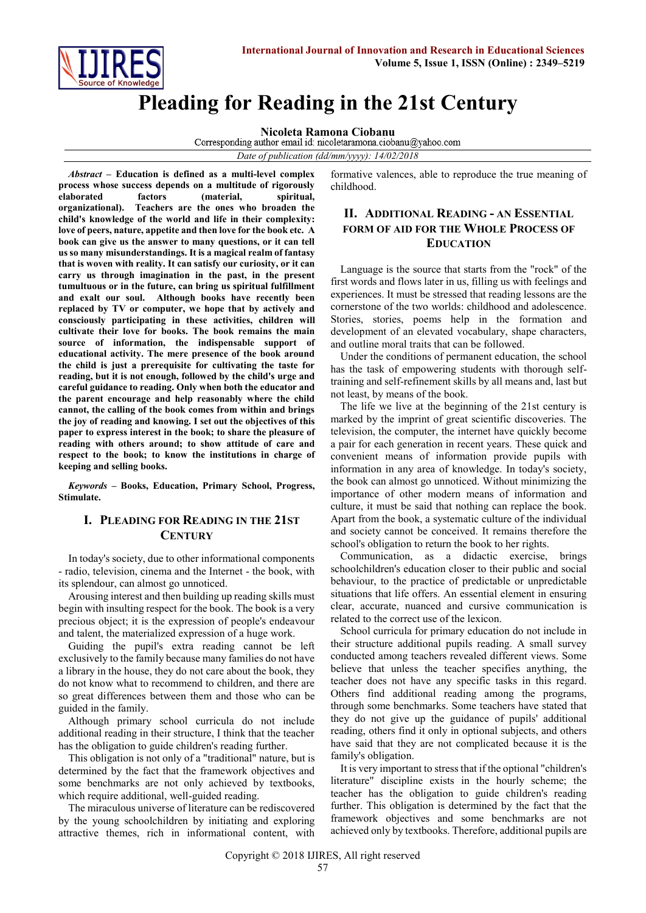# Pleading for Reading in the 21st Century

**Nicoleta Ramona Ciobanu**
Corresponding author email id: nicoletaramona.ciobanu@yahoo.com

*Date of publication (dd/mm/yyyy): 14/02/2018*

***Abstract* – Education is defined as a multi-level complex process whose success depends on a multitude of rigorously elaborated factors (material, spiritual, organizational). Teachers are the ones who broaden the child's knowledge of the world and life in their complexity: love of peers, nature, appetite and then love for the book etc. A book can give us the answer to many questions, or it can tell us so many misunderstandings. It is a magical realm of fantasy that is woven with reality. It can satisfy our curiosity, or it can carry us through imagination in the past, in the present tumultuous or in the future, can bring us spiritual fulfillment and exalt our soul. Although books have recently been replaced by TV or computer, we hope that by actively and consciously participating in these activities, children will cultivate their love for books. The book remains the main source of information, the indispensable support of educational activity. The mere presence of the book around the child is just a prerequisite for cultivating the taste for reading, but it is not enough, followed by the child's urge and careful guidance to reading. Only when both the educator and the parent encourage and help reasonably where the child cannot, the calling of the book comes from within and brings the joy of reading and knowing. I set out the objectives of this paper to express interest in the book; to share the pleasure of reading with others around; to show attitude of care and respect to the book; to know the institutions in charge of keeping and selling books.**

***Keywords* – Books, Education, Primary School, Progress, Stimulate.**

## I. Pleading for Reading in the 21st Century

In today's society, due to other informational components - radio, television, cinema and the Internet - the book, with its splendour, can almost go unnoticed.

Arousing interest and then building up reading skills must begin with insulting respect for the book. The book is a very precious object; it is the expression of people's endeavour and talent, the materialized expression of a huge work.

Guiding the pupil's extra reading cannot be left exclusively to the family because many families do not have a library in the house, they do not care about the book, they do not know what to recommend to children, and there are so great differences between them and those who can be guided in the family.

Although primary school curricula do not include additional reading in their structure, I think that the teacher has the obligation to guide children's reading further.

This obligation is not only of a "traditional" nature, but is determined by the fact that the framework objectives and some benchmarks are not only achieved by textbooks, which require additional, well-guided reading.

The miraculous universe of literature can be rediscovered by the young schoolchildren by initiating and exploring attractive themes, rich in informational content, with formative valences, able to reproduce the true meaning of childhood.

## II. Additional Reading - an Essential Form of Aid for the Whole Process of Education

Language is the source that starts from the "rock" of the first words and flows later in us, filling us with feelings and experiences. It must be stressed that reading lessons are the cornerstone of the two worlds: childhood and adolescence. Stories, stories, poems help in the formation and development of an elevated vocabulary, shape characters, and outline moral traits that can be followed.

Under the conditions of permanent education, the school has the task of empowering students with thorough self-training and self-refinement skills by all means and, last but not least, by means of the book.

The life we live at the beginning of the 21st century is marked by the imprint of great scientific discoveries. The television, the computer, the internet have quickly become a pair for each generation in recent years. These quick and convenient means of information provide pupils with information in any area of knowledge. In today's society, the book can almost go unnoticed. Without minimizing the importance of other modern means of information and culture, it must be said that nothing can replace the book. Apart from the book, a systematic culture of the individual and society cannot be conceived. It remains therefore the school's obligation to return the book to her rights.

Communication, as a didactic exercise, brings schoolchildren's education closer to their public and social behaviour, to the practice of predictable or unpredictable situations that life offers. An essential element in ensuring clear, accurate, nuanced and cursive communication is related to the correct use of the lexicon.

School curricula for primary education do not include in their structure additional pupils reading. A small survey conducted among teachers revealed different views. Some believe that unless the teacher specifies anything, the teacher does not have any specific tasks in this regard. Others find additional reading among the programs, through some benchmarks. Some teachers have stated that they do not give up the guidance of pupils' additional reading, others find it only in optional subjects, and others have said that they are not complicated because it is the family's obligation.

It is very important to stress that if the optional "children's literature" discipline exists in the hourly scheme; the teacher has the obligation to guide children's reading further. This obligation is determined by the fact that the framework objectives and some benchmarks are not achieved only by textbooks. Therefore, additional pupils are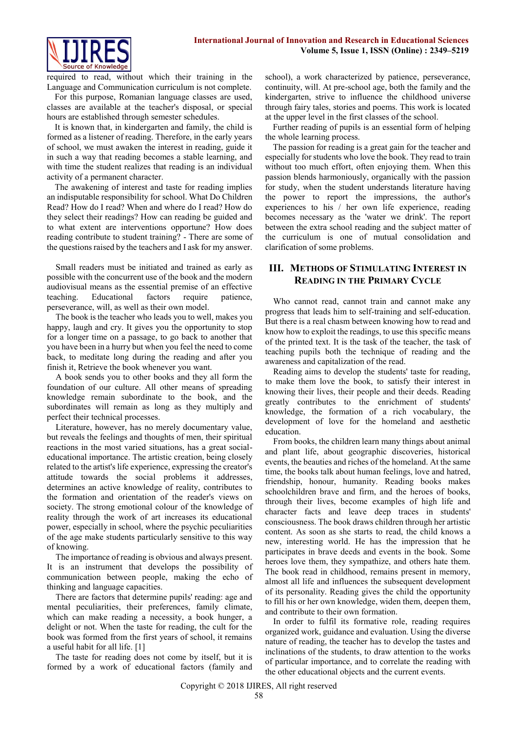required to read, without which their training in the Language and Communication curriculum is not complete.

For this purpose, Romanian language classes are used, classes are available at the teacher's disposal, or special hours are established through semester schedules.

It is known that, in kindergarten and family, the child is formed as a listener of reading. Therefore, in the early years of school, we must awaken the interest in reading, guide it in such a way that reading becomes a stable learning, and with time the student realizes that reading is an individual activity of a permanent character.

The awakening of interest and taste for reading implies an indisputable responsibility for school. What Do Children Read? How do I read? When and where do I read? How do they select their readings? How can reading be guided and to what extent are interventions opportune? How does reading contribute to student training? - There are some of the questions raised by the teachers and I ask for my answer.

Small readers must be initiated and trained as early as possible with the concurrent use of the book and the modern audiovisual means as the essential premise of an effective teaching. Educational factors require patience, perseverance, will, as well as their own model.

The book is the teacher who leads you to well, makes you happy, laugh and cry. It gives you the opportunity to stop for a longer time on a passage, to go back to another that you have been in a hurry but when you feel the need to come back, to meditate long during the reading and after you finish it, Retrieve the book whenever you want.

A book sends you to other books and they all form the foundation of our culture. All other means of spreading knowledge remain subordinate to the book, and the subordinates will remain as long as they multiply and perfect their technical processes.

Literature, however, has no merely documentary value, but reveals the feelings and thoughts of men, their spiritual reactions in the most varied situations, has a great social-educational importance. The artistic creation, being closely related to the artist's life experience, expressing the creator's attitude towards the social problems it addresses, determines an active knowledge of reality, contributes to the formation and orientation of the reader's views on society. The strong emotional colour of the knowledge of reality through the work of art increases its educational power, especially in school, where the psychic peculiarities of the age make students particularly sensitive to this way of knowing.

The importance of reading is obvious and always present. It is an instrument that develops the possibility of communication between people, making the echo of thinking and language capacities.

There are factors that determine pupils' reading: age and mental peculiarities, their preferences, family climate, which can make reading a necessity, a book hunger, a delight or not. When the taste for reading, the cult for the book was formed from the first years of school, it remains a useful habit for all life. [1]

The taste for reading does not come by itself, but it is formed by a work of educational factors (family and school), a work characterized by patience, perseverance, continuity, will. At pre-school age, both the family and the kindergarten, strive to influence the childhood universe through fairy tales, stories and poems. This work is located at the upper level in the first classes of the school.

Further reading of pupils is an essential form of helping the whole learning process.

The passion for reading is a great gain for the teacher and especially for students who love the book. They read to train without too much effort, often enjoying them. When this passion blends harmoniously, organically with the passion for study, when the student understands literature having the power to report the impressions, the author's experiences to his / her own life experience, reading becomes necessary as the 'water we drink'. The report between the extra school reading and the subject matter of the curriculum is one of mutual consolidation and clarification of some problems.

## III. Methods of Stimulating Interest in Reading in the Primary Cycle

Who cannot read, cannot train and cannot make any progress that leads him to self-training and self-education. But there is a real chasm between knowing how to read and know how to exploit the readings, to use this specific means of the printed text. It is the task of the teacher, the task of teaching pupils both the technique of reading and the awareness and capitalization of the read.

Reading aims to develop the students' taste for reading, to make them love the book, to satisfy their interest in knowing their lives, their people and their deeds. Reading greatly contributes to the enrichment of students' knowledge, the formation of a rich vocabulary, the development of love for the homeland and aesthetic education.

From books, the children learn many things about animal and plant life, about geographic discoveries, historical events, the beauties and riches of the homeland. At the same time, the books talk about human feelings, love and hatred, friendship, honour, humanity. Reading books makes schoolchildren brave and firm, and the heroes of books, through their lives, become examples of high life and character facts and leave deep traces in students' consciousness. The book draws children through her artistic content. As soon as she starts to read, the child knows a new, interesting world. He has the impression that he participates in brave deeds and events in the book. Some heroes love them, they sympathize, and others hate them. The book read in childhood, remains present in memory, almost all life and influences the subsequent development of its personality. Reading gives the child the opportunity to fill his or her own knowledge, widen them, deepen them, and contribute to their own formation.

In order to fulfil its formative role, reading requires organized work, guidance and evaluation. Using the diverse nature of reading, the teacher has to develop the tastes and inclinations of the students, to draw attention to the works of particular importance, and to correlate the reading with the other educational objects and the current events.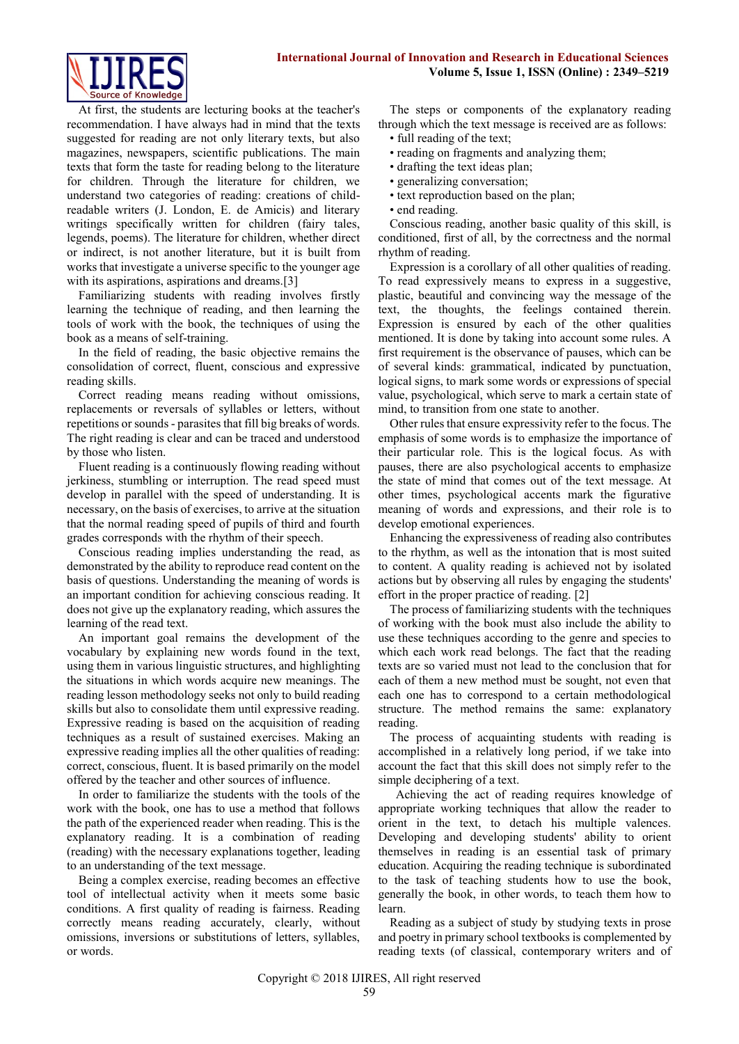At first, the students are lecturing books at the teacher's recommendation. I have always had in mind that the texts suggested for reading are not only literary texts, but also magazines, newspapers, scientific publications. The main texts that form the taste for reading belong to the literature for children. Through the literature for children, we understand two categories of reading: creations of child-readable writers (J. London, E. de Amicis) and literary writings specifically written for children (fairy tales, legends, poems). The literature for children, whether direct or indirect, is not another literature, but it is built from works that investigate a universe specific to the younger age with its aspirations, aspirations and dreams.[3]

Familiarizing students with reading involves firstly learning the technique of reading, and then learning the tools of work with the book, the techniques of using the book as a means of self-training.

In the field of reading, the basic objective remains the consolidation of correct, fluent, conscious and expressive reading skills.

Correct reading means reading without omissions, replacements or reversals of syllables or letters, without repetitions or sounds - parasites that fill big breaks of words. The right reading is clear and can be traced and understood by those who listen.

Fluent reading is a continuously flowing reading without jerkiness, stumbling or interruption. The read speed must develop in parallel with the speed of understanding. It is necessary, on the basis of exercises, to arrive at the situation that the normal reading speed of pupils of third and fourth grades corresponds with the rhythm of their speech.

Conscious reading implies understanding the read, as demonstrated by the ability to reproduce read content on the basis of questions. Understanding the meaning of words is an important condition for achieving conscious reading. It does not give up the explanatory reading, which assures the learning of the read text.

An important goal remains the development of the vocabulary by explaining new words found in the text, using them in various linguistic structures, and highlighting the situations in which words acquire new meanings. The reading lesson methodology seeks not only to build reading skills but also to consolidate them until expressive reading. Expressive reading is based on the acquisition of reading techniques as a result of sustained exercises. Making an expressive reading implies all the other qualities of reading: correct, conscious, fluent. It is based primarily on the model offered by the teacher and other sources of influence.

In order to familiarize the students with the tools of the work with the book, one has to use a method that follows the path of the experienced reader when reading. This is the explanatory reading. It is a combination of reading (reading) with the necessary explanations together, leading to an understanding of the text message.

Being a complex exercise, reading becomes an effective tool of intellectual activity when it meets some basic conditions. A first quality of reading is fairness. Reading correctly means reading accurately, clearly, without omissions, inversions or substitutions of letters, syllables, or words.

The steps or components of the explanatory reading through which the text message is received are as follows:

- full reading of the text;
- reading on fragments and analyzing them;
- drafting the text ideas plan;
- generalizing conversation;
- text reproduction based on the plan;
- end reading.

Conscious reading, another basic quality of this skill, is conditioned, first of all, by the correctness and the normal rhythm of reading.

Expression is a corollary of all other qualities of reading. To read expressively means to express in a suggestive, plastic, beautiful and convincing way the message of the text, the thoughts, the feelings contained therein. Expression is ensured by each of the other qualities mentioned. It is done by taking into account some rules. A first requirement is the observance of pauses, which can be of several kinds: grammatical, indicated by punctuation, logical signs, to mark some words or expressions of special value, psychological, which serve to mark a certain state of mind, to transition from one state to another.

Other rules that ensure expressivity refer to the focus. The emphasis of some words is to emphasize the importance of their particular role. This is the logical focus. As with pauses, there are also psychological accents to emphasize the state of mind that comes out of the text message. At other times, psychological accents mark the figurative meaning of words and expressions, and their role is to develop emotional experiences.

Enhancing the expressiveness of reading also contributes to the rhythm, as well as the intonation that is most suited to content. A quality reading is achieved not by isolated actions but by observing all rules by engaging the students' effort in the proper practice of reading. [2]

The process of familiarizing students with the techniques of working with the book must also include the ability to use these techniques according to the genre and species to which each work read belongs. The fact that the reading texts are so varied must not lead to the conclusion that for each of them a new method must be sought, not even that each one has to correspond to a certain methodological structure. The method remains the same: explanatory reading.

The process of acquainting students with reading is accomplished in a relatively long period, if we take into account the fact that this skill does not simply refer to the simple deciphering of a text.

Achieving the act of reading requires knowledge of appropriate working techniques that allow the reader to orient in the text, to detach his multiple valences. Developing and developing students' ability to orient themselves in reading is an essential task of primary education. Acquiring the reading technique is subordinated to the task of teaching students how to use the book, generally the book, in other words, to teach them how to learn.

Reading as a subject of study by studying texts in prose and poetry in primary school textbooks is complemented by reading texts (of classical, contemporary writers and of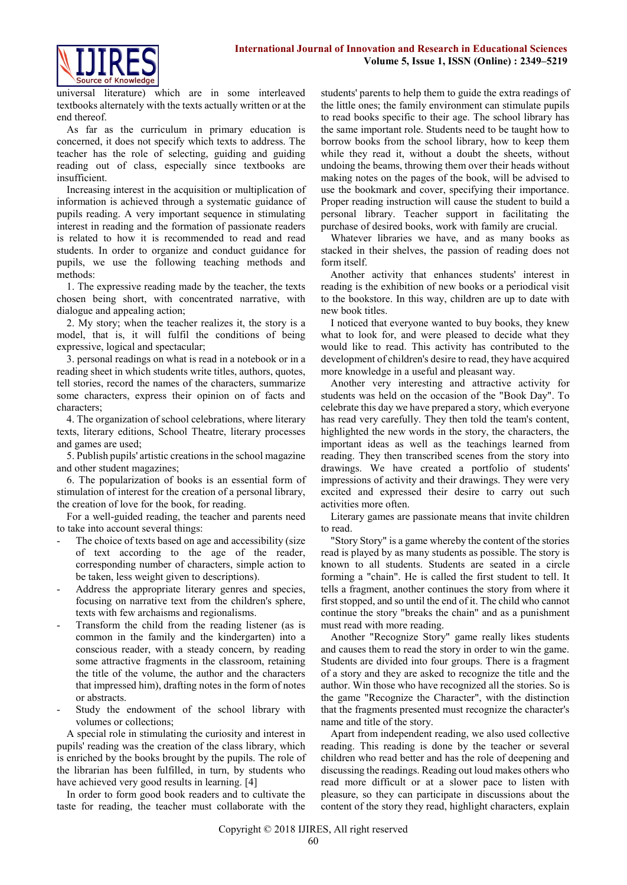universal literature) which are in some interleaved textbooks alternately with the texts actually written or at the end thereof.

As far as the curriculum in primary education is concerned, it does not specify which texts to address. The teacher has the role of selecting, guiding and guiding reading out of class, especially since textbooks are insufficient.

Increasing interest in the acquisition or multiplication of information is achieved through a systematic guidance of pupils reading. A very important sequence in stimulating interest in reading and the formation of passionate readers is related to how it is recommended to read and read students. In order to organize and conduct guidance for pupils, we use the following teaching methods and methods:

1. The expressive reading made by the teacher, the texts chosen being short, with concentrated narrative, with dialogue and appealing action;
2. My story; when the teacher realizes it, the story is a model, that is, it will fulfil the conditions of being expressive, logical and spectacular;
3. personal readings on what is read in a notebook or in a reading sheet in which students write titles, authors, quotes, tell stories, record the names of the characters, summarize some characters, express their opinion on of facts and characters;
4. The organization of school celebrations, where literary texts, literary editions, School Theatre, literary processes and games are used;
5. Publish pupils' artistic creations in the school magazine and other student magazines;
6. The popularization of books is an essential form of stimulation of interest for the creation of a personal library, the creation of love for the book, for reading.

For a well-guided reading, the teacher and parents need to take into account several things:

- The choice of texts based on age and accessibility (size of text according to the age of the reader, corresponding number of characters, simple action to be taken, less weight given to descriptions).
- Address the appropriate literary genres and species, focusing on narrative text from the children's sphere, texts with few archaisms and regionalisms.
- Transform the child from the reading listener (as is common in the family and the kindergarten) into a conscious reader, with a steady concern, by reading some attractive fragments in the classroom, retaining the title of the volume, the author and the characters that impressed him), drafting notes in the form of notes or abstracts.
- Study the endowment of the school library with volumes or collections;

A special role in stimulating the curiosity and interest in pupils' reading was the creation of the class library, which is enriched by the books brought by the pupils. The role of the librarian has been fulfilled, in turn, by students who have achieved very good results in learning. [4]

In order to form good book readers and to cultivate the taste for reading, the teacher must collaborate with the students' parents to help them to guide the extra readings of the little ones; the family environment can stimulate pupils to read books specific to their age. The school library has the same important role. Students need to be taught how to borrow books from the school library, how to keep them while they read it, without a doubt the sheets, without undoing the beams, throwing them over their heads without making notes on the pages of the book, will be advised to use the bookmark and cover, specifying their importance. Proper reading instruction will cause the student to build a personal library. Teacher support in facilitating the purchase of desired books, work with family are crucial.

Whatever libraries we have, and as many books as stacked in their shelves, the passion of reading does not form itself.

Another activity that enhances students' interest in reading is the exhibition of new books or a periodical visit to the bookstore. In this way, children are up to date with new book titles.

I noticed that everyone wanted to buy books, they knew what to look for, and were pleased to decide what they would like to read. This activity has contributed to the development of children's desire to read, they have acquired more knowledge in a useful and pleasant way.

Another very interesting and attractive activity for students was held on the occasion of the "Book Day". To celebrate this day we have prepared a story, which everyone has read very carefully. They then told the team's content, highlighted the new words in the story, the characters, the important ideas as well as the teachings learned from reading. They then transcribed scenes from the story into drawings. We have created a portfolio of students' impressions of activity and their drawings. They were very excited and expressed their desire to carry out such activities more often.

Literary games are passionate means that invite children to read.

"Story Story" is a game whereby the content of the stories read is played by as many students as possible. The story is known to all students. Students are seated in a circle forming a "chain". He is called the first student to tell. It tells a fragment, another continues the story from where it first stopped, and so until the end of it. The child who cannot continue the story "breaks the chain" and as a punishment must read with more reading.

Another "Recognize Story" game really likes students and causes them to read the story in order to win the game. Students are divided into four groups. There is a fragment of a story and they are asked to recognize the title and the author. Win those who have recognized all the stories. So is the game "Recognize the Character", with the distinction that the fragments presented must recognize the character's name and title of the story.

Apart from independent reading, we also used collective reading. This reading is done by the teacher or several children who read better and has the role of deepening and discussing the readings. Reading out loud makes others who read more difficult or at a slower pace to listen with pleasure, so they can participate in discussions about the content of the story they read, highlight characters, explain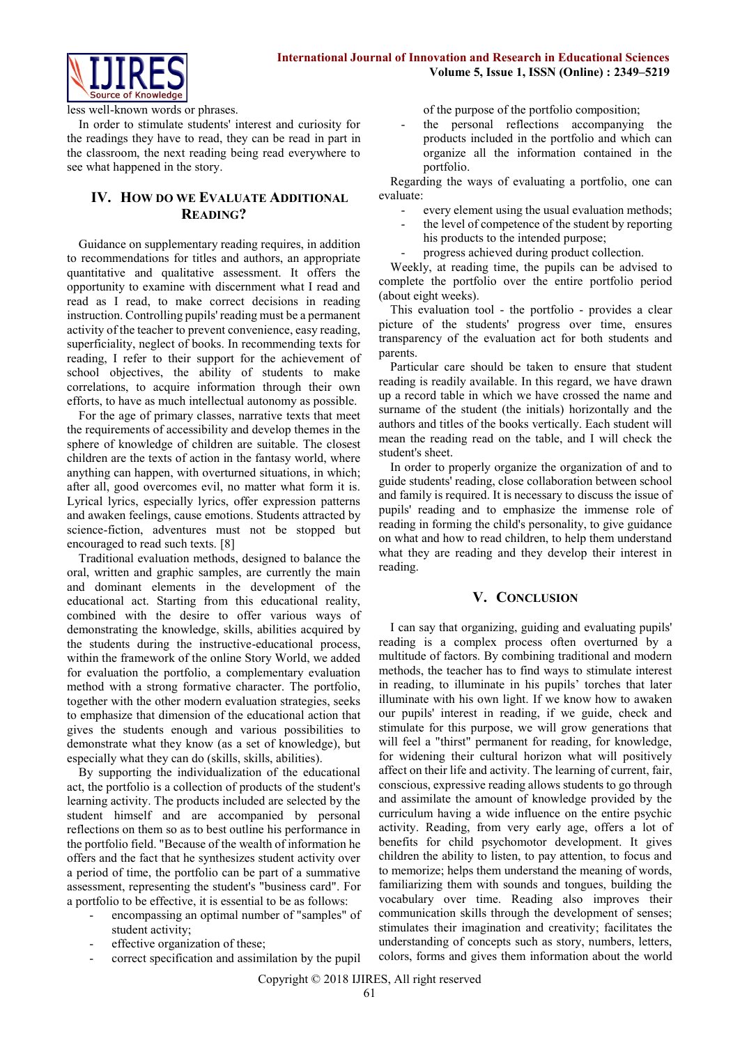less well-known words or phrases.

In order to stimulate students' interest and curiosity for the readings they have to read, they can be read in part in the classroom, the next reading being read everywhere to see what happened in the story.

## IV. How do we Evaluate Additional Reading?

Guidance on supplementary reading requires, in addition to recommendations for titles and authors, an appropriate quantitative and qualitative assessment. It offers the opportunity to examine with discernment what I read and read as I read, to make correct decisions in reading instruction. Controlling pupils' reading must be a permanent activity of the teacher to prevent convenience, easy reading, superficiality, neglect of books. In recommending texts for reading, I refer to their support for the achievement of school objectives, the ability of students to make correlations, to acquire information through their own efforts, to have as much intellectual autonomy as possible.

For the age of primary classes, narrative texts that meet the requirements of accessibility and develop themes in the sphere of knowledge of children are suitable. The closest children are the texts of action in the fantasy world, where anything can happen, with overturned situations, in which; after all, good overcomes evil, no matter what form it is. Lyrical lyrics, especially lyrics, offer expression patterns and awaken feelings, cause emotions. Students attracted by science-fiction, adventures must not be stopped but encouraged to read such texts. [8]

Traditional evaluation methods, designed to balance the oral, written and graphic samples, are currently the main and dominant elements in the development of the educational act. Starting from this educational reality, combined with the desire to offer various ways of demonstrating the knowledge, skills, abilities acquired by the students during the instructive-educational process, within the framework of the online Story World, we added for evaluation the portfolio, a complementary evaluation method with a strong formative character. The portfolio, together with the other modern evaluation strategies, seeks to emphasize that dimension of the educational action that gives the students enough and various possibilities to demonstrate what they know (as a set of knowledge), but especially what they can do (skills, skills, abilities).

By supporting the individualization of the educational act, the portfolio is a collection of products of the student's learning activity. The products included are selected by the student himself and are accompanied by personal reflections on them so as to best outline his performance in the portfolio field. "Because of the wealth of information he offers and the fact that he synthesizes student activity over a period of time, the portfolio can be part of a summative assessment, representing the student's "business card". For a portfolio to be effective, it is essential to be as follows:

- encompassing an optimal number of "samples" of student activity;
- effective organization of these;
- correct specification and assimilation by the pupil of the purpose of the portfolio composition;
- the personal reflections accompanying the products included in the portfolio and which can organize all the information contained in the portfolio.

Regarding the ways of evaluating a portfolio, one can evaluate:

- every element using the usual evaluation methods;
- the level of competence of the student by reporting his products to the intended purpose;
- progress achieved during product collection.

Weekly, at reading time, the pupils can be advised to complete the portfolio over the entire portfolio period (about eight weeks).

This evaluation tool - the portfolio - provides a clear picture of the students' progress over time, ensures transparency of the evaluation act for both students and parents.

Particular care should be taken to ensure that student reading is readily available. In this regard, we have drawn up a record table in which we have crossed the name and surname of the student (the initials) horizontally and the authors and titles of the books vertically. Each student will mean the reading read on the table, and I will check the student's sheet.

In order to properly organize the organization of and to guide students' reading, close collaboration between school and family is required. It is necessary to discuss the issue of pupils' reading and to emphasize the immense role of reading in forming the child's personality, to give guidance on what and how to read children, to help them understand what they are reading and they develop their interest in reading.

## V. Conclusion

I can say that organizing, guiding and evaluating pupils' reading is a complex process often overturned by a multitude of factors. By combining traditional and modern methods, the teacher has to find ways to stimulate interest in reading, to illuminate in his pupils' torches that later illuminate with his own light. If we know how to awaken our pupils' interest in reading, if we guide, check and stimulate for this purpose, we will grow generations that will feel a "thirst" permanent for reading, for knowledge, for widening their cultural horizon what will positively affect on their life and activity. The learning of current, fair, conscious, expressive reading allows students to go through and assimilate the amount of knowledge provided by the curriculum having a wide influence on the entire psychic activity. Reading, from very early age, offers a lot of benefits for child psychomotor development. It gives children the ability to listen, to pay attention, to focus and to memorize; helps them understand the meaning of words, familiarizing them with sounds and tongues, building the vocabulary over time. Reading also improves their communication skills through the development of senses; stimulates their imagination and creativity; facilitates the understanding of concepts such as story, numbers, letters, colors, forms and gives them information about the world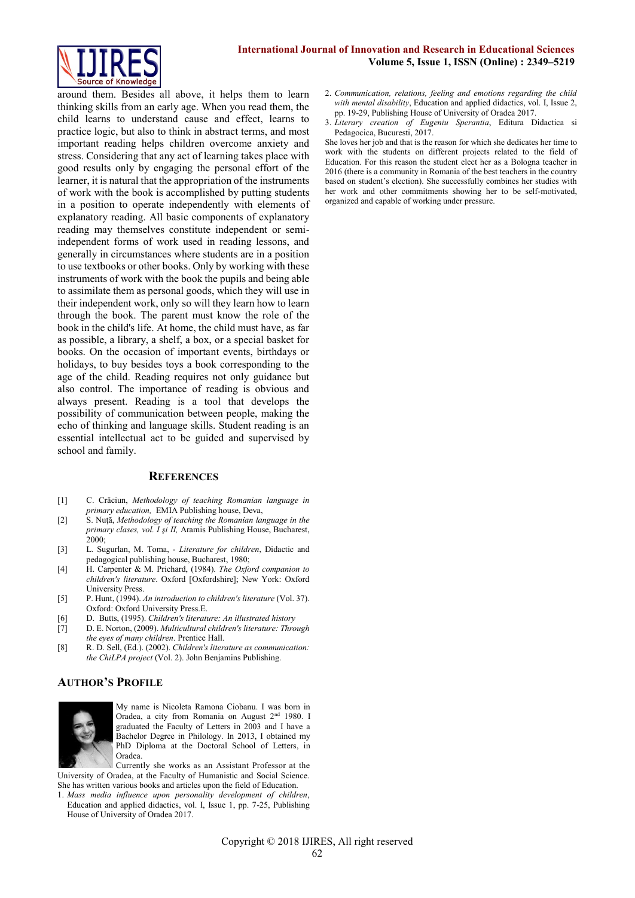around them. Besides all above, it helps them to learn thinking skills from an early age. When you read them, the child learns to understand cause and effect, learns to practice logic, but also to think in abstract terms, and most important reading helps children overcome anxiety and stress. Considering that any act of learning takes place with good results only by engaging the personal effort of the learner, it is natural that the appropriation of the instruments of work with the book is accomplished by putting students in a position to operate independently with elements of explanatory reading. All basic components of explanatory reading may themselves constitute independent or semi-independent forms of work used in reading lessons, and generally in circumstances where students are in a position to use textbooks or other books. Only by working with these instruments of work with the book the pupils and being able to assimilate them as personal goods, which they will use in their independent work, only so will they learn how to learn through the book. The parent must know the role of the book in the child's life. At home, the child must have, as far as possible, a library, a shelf, a box, or a special basket for books. On the occasion of important events, birthdays or holidays, to buy besides toys a book corresponding to the age of the child. Reading requires not only guidance but also control. The importance of reading is obvious and always present. Reading is a tool that develops the possibility of communication between people, making the echo of thinking and language skills. Student reading is an essential intellectual act to be guided and supervised by school and family.

## References

[1] C. Crăciun, *Methodology of teaching Romanian language in primary education,* EMIA Publishing house, Deva,

[2] S. Nuţă, *Methodology of teaching the Romanian language in the primary clases, vol. I şi II,* Aramis Publishing House, Bucharest, 2000;

[3] L. Sugurlan, M. Toma, - *Literature for children*, Didactic and pedagogical publishing house, Bucharest, 1980;

[4] H. Carpenter & M. Prichard, (1984). *The Oxford companion to children's literature*. Oxford [Oxfordshire]; New York: Oxford University Press.

[5] P. Hunt, (1994). *An introduction to children's literature* (Vol. 37). Oxford: Oxford University Press.E.

[6] D. Butts, (1995). *Children's literature: An illustrated history*

[7] D. E. Norton, (2009). *Multicultural children's literature: Through the eyes of many children*. Prentice Hall.

[8] R. D. Sell, (Ed.). (2002). *Children's literature as communication: the ChiLPA project* (Vol. 2). John Benjamins Publishing.

## Author's Profile

My name is Nicoleta Ramona Ciobanu. I was born in Oradea, a city from Romania on August 2nd 1980. I graduated the Faculty of Letters in 2003 and I have a Bachelor Degree in Philology. In 2013, I obtained my PhD Diploma at the Doctoral School of Letters, in Oradea.

Currently she works as an Assistant Professor at the University of Oradea, at the Faculty of Humanistic and Social Science. She has written various books and articles upon the field of Education.

1. *Mass media influence upon personality development of children*, Education and applied didactics, vol. I, Issue 1, pp. 7-25, Publishing House of University of Oradea 2017.
2. *Communication, relations, feeling and emotions regarding the child with mental disability*, Education and applied didactics, vol. I, Issue 2, pp. 19-29, Publishing House of University of Oradea 2017.
3. *Literary creation of Eugeniu Sperantia*, Editura Didactica si Pedagocica, Bucuresti, 2017.

She loves her job and that is the reason for which she dedicates her time to work with the students on different projects related to the field of Education. For this reason the student elect her as a Bologna teacher in 2016 (there is a community in Romania of the best teachers in the country based on student's election). She successfully combines her studies with her work and other commitments showing her to be self-motivated, organized and capable of working under pressure.